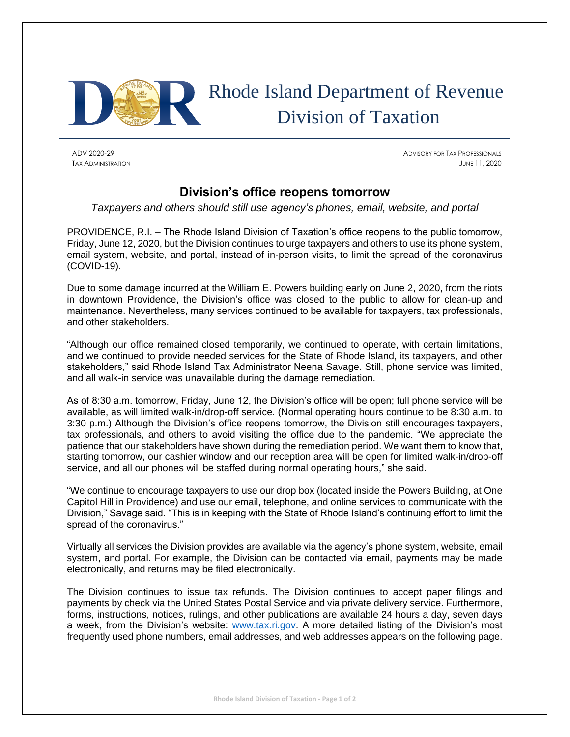# Rhode Island Department of Revenue
# Division of Taxation

ADV 2020-29 | ADVISORY FOR TAX PROFESSIONALS
TAX ADMINISTRATION | JUNE 11, 2020

## Division's office reopens tomorrow

*Taxpayers and others should still use agency's phones, email, website, and portal*

PROVIDENCE, R.I. – The Rhode Island Division of Taxation's office reopens to the public tomorrow, Friday, June 12, 2020, but the Division continues to urge taxpayers and others to use its phone system, email system, website, and portal, instead of in-person visits, to limit the spread of the coronavirus (COVID-19).

Due to some damage incurred at the William E. Powers building early on June 2, 2020, from the riots in downtown Providence, the Division's office was closed to the public to allow for clean-up and maintenance. Nevertheless, many services continued to be available for taxpayers, tax professionals, and other stakeholders.

"Although our office remained closed temporarily, we continued to operate, with certain limitations, and we continued to provide needed services for the State of Rhode Island, its taxpayers, and other stakeholders," said Rhode Island Tax Administrator Neena Savage. Still, phone service was limited, and all walk-in service was unavailable during the damage remediation.

As of 8:30 a.m. tomorrow, Friday, June 12, the Division's office will be open; full phone service will be available, as will limited walk-in/drop-off service. (Normal operating hours continue to be 8:30 a.m. to 3:30 p.m.) Although the Division's office reopens tomorrow, the Division still encourages taxpayers, tax professionals, and others to avoid visiting the office due to the pandemic. "We appreciate the patience that our stakeholders have shown during the remediation period. We want them to know that, starting tomorrow, our cashier window and our reception area will be open for limited walk-in/drop-off service, and all our phones will be staffed during normal operating hours," she said.

"We continue to encourage taxpayers to use our drop box (located inside the Powers Building, at One Capitol Hill in Providence) and use our email, telephone, and online services to communicate with the Division," Savage said. "This is in keeping with the State of Rhode Island's continuing effort to limit the spread of the coronavirus."

Virtually all services the Division provides are available via the agency's phone system, website, email system, and portal. For example, the Division can be contacted via email, payments may be made electronically, and returns may be filed electronically.

The Division continues to issue tax refunds. The Division continues to accept paper filings and payments by check via the United States Postal Service and via private delivery service. Furthermore, forms, instructions, notices, rulings, and other publications are available 24 hours a day, seven days a week, from the Division's website: [www.tax.ri.gov](http://www.tax.ri.gov). A more detailed listing of the Division's most frequently used phone numbers, email addresses, and web addresses appears on the following page.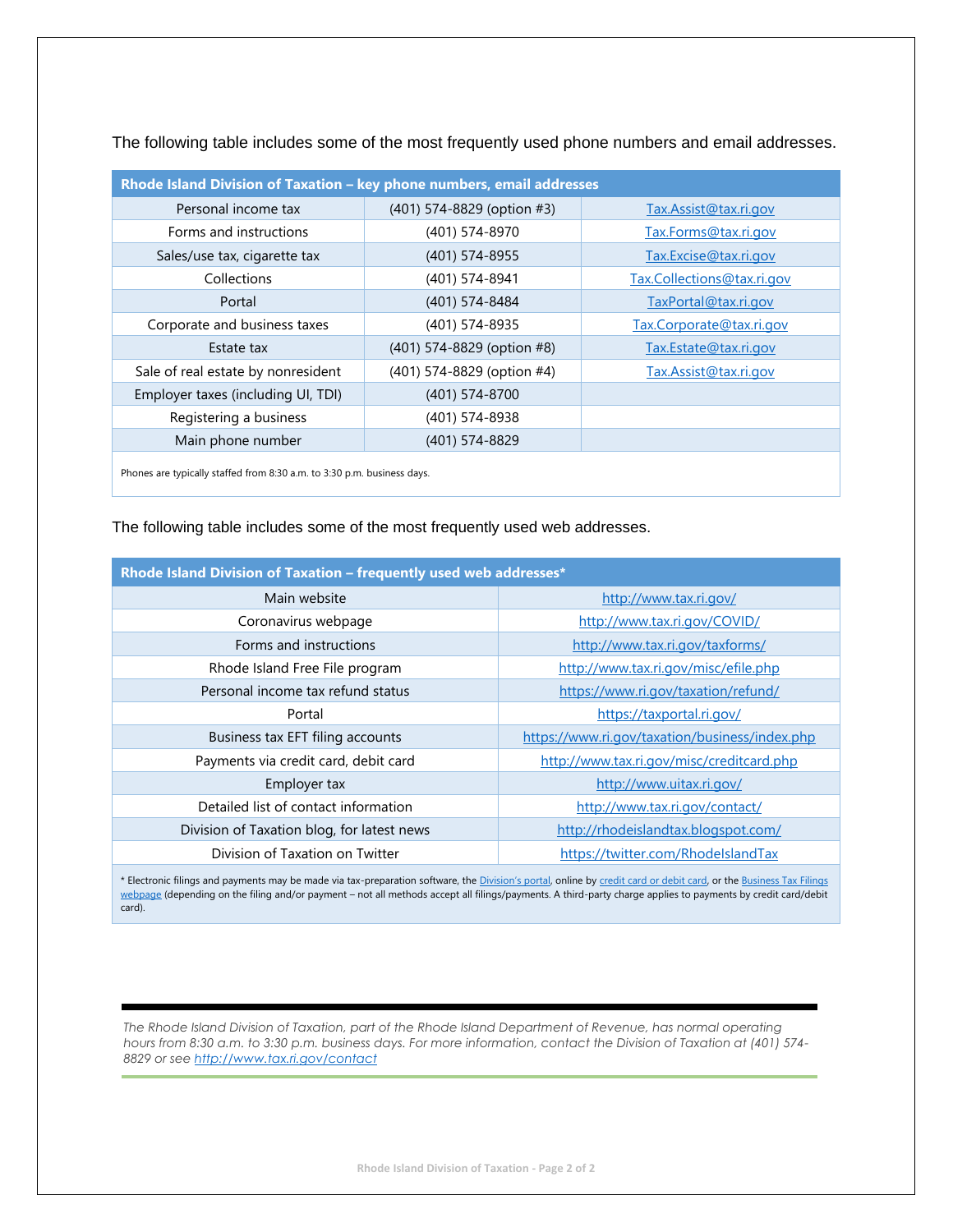The following table includes some of the most frequently used phone numbers and email addresses.

| Rhode Island Division of Taxation – key phone numbers, email addresses | | |
|---|---|---|
| Personal income tax | (401) 574-8829 (option #3) | Tax.Assist@tax.ri.gov |
| Forms and instructions | (401) 574-8970 | Tax.Forms@tax.ri.gov |
| Sales/use tax, cigarette tax | (401) 574-8955 | Tax.Excise@tax.ri.gov |
| Collections | (401) 574-8941 | Tax.Collections@tax.ri.gov |
| Portal | (401) 574-8484 | TaxPortal@tax.ri.gov |
| Corporate and business taxes | (401) 574-8935 | Tax.Corporate@tax.ri.gov |
| Estate tax | (401) 574-8829 (option #8) | Tax.Estate@tax.ri.gov |
| Sale of real estate by nonresident | (401) 574-8829 (option #4) | Tax.Assist@tax.ri.gov |
| Employer taxes (including UI, TDI) | (401) 574-8700 | |
| Registering a business | (401) 574-8938 | |
| Main phone number | (401) 574-8829 | |

Phones are typically staffed from 8:30 a.m. to 3:30 p.m. business days.

The following table includes some of the most frequently used web addresses.

| Rhode Island Division of Taxation – frequently used web addresses* | |
|---|---|
| Main website | http://www.tax.ri.gov/ |
| Coronavirus webpage | http://www.tax.ri.gov/COVID/ |
| Forms and instructions | http://www.tax.ri.gov/taxforms/ |
| Rhode Island Free File program | http://www.tax.ri.gov/misc/efile.php |
| Personal income tax refund status | https://www.ri.gov/taxation/refund/ |
| Portal | https://taxportal.ri.gov/ |
| Business tax EFT filing accounts | https://www.ri.gov/taxation/business/index.php |
| Payments via credit card, debit card | http://www.tax.ri.gov/misc/creditcard.php |
| Employer tax | http://www.uitax.ri.gov/ |
| Detailed list of contact information | http://www.tax.ri.gov/contact/ |
| Division of Taxation blog, for latest news | http://rhodeislandtax.blogspot.com/ |
| Division of Taxation on Twitter | https://twitter.com/RhodeIslandTax |

* Electronic filings and payments may be made via tax-preparation software, the Division's portal, online by credit card or debit card, or the Business Tax Filings webpage (depending on the filing and/or payment – not all methods accept all filings/payments. A third-party charge applies to payments by credit card/debit card).

*The Rhode Island Division of Taxation, part of the Rhode Island Department of Revenue, has normal operating hours from 8:30 a.m. to 3:30 p.m. business days. For more information, contact the Division of Taxation at (401) 574-8829 or see http://www.tax.ri.gov/contact*